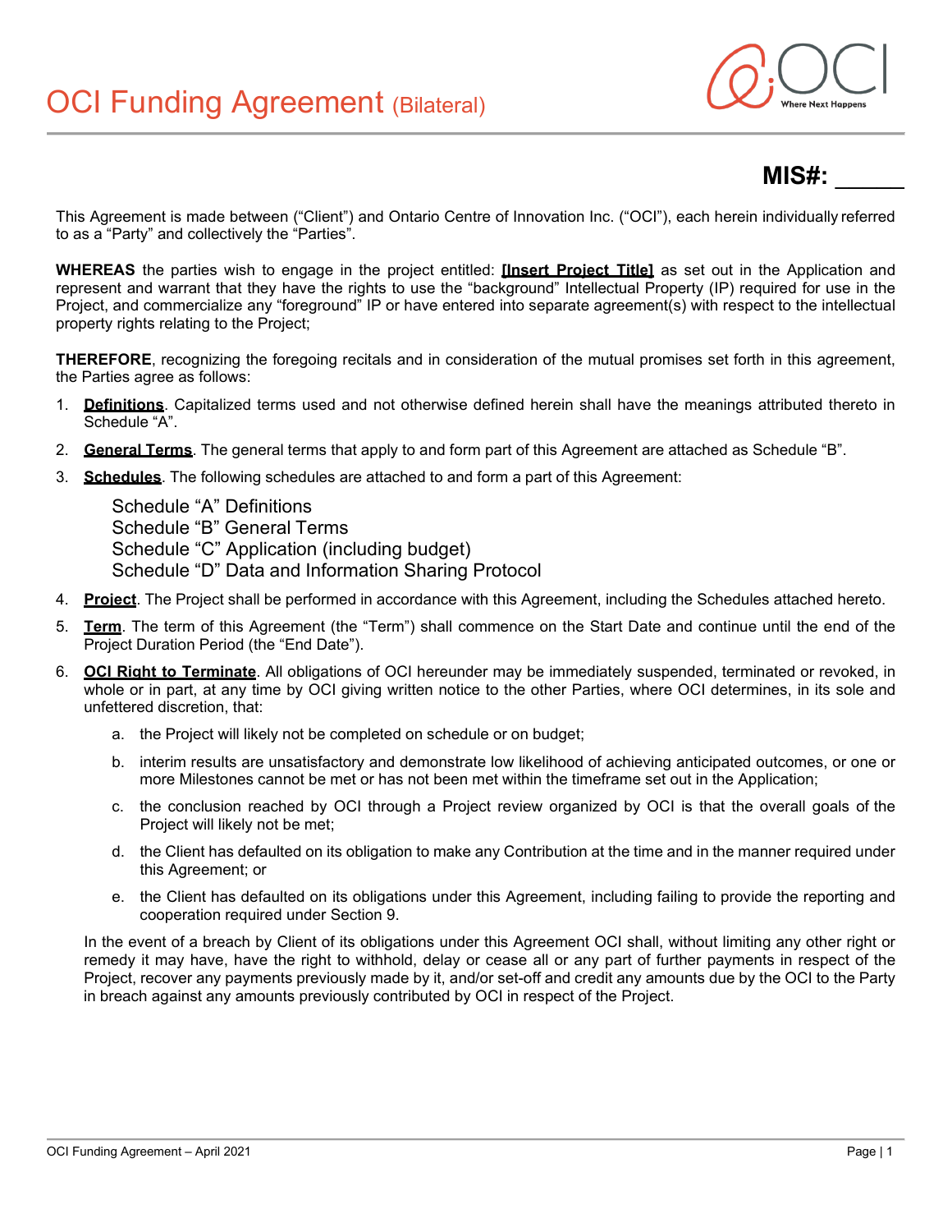# OCI Funding Agreement (Bilateral)

**MIS#: _____**

This Agreement is made between ("Client") and Ontario Centre of Innovation Inc. ("OCI"), each herein individually referred to as a "Party" and collectively the "Parties".

**WHEREAS** the parties wish to engage in the project entitled: **[Insert Project Title]** as set out in the Application and represent and warrant that they have the rights to use the "background" Intellectual Property (IP) required for use in the Project, and commercialize any "foreground" IP or have entered into separate agreement(s) with respect to the intellectual property rights relating to the Project;

**THEREFORE**, recognizing the foregoing recitals and in consideration of the mutual promises set forth in this agreement, the Parties agree as follows:

1. **Definitions**. Capitalized terms used and not otherwise defined herein shall have the meanings attributed thereto in Schedule "A".
2. **General Terms**. The general terms that apply to and form part of this Agreement are attached as Schedule "B".
3. **Schedules**. The following schedules are attached to and form a part of this Agreement:

   Schedule "A" Definitions
   Schedule "B" General Terms
   Schedule "C" Application (including budget)
   Schedule "D" Data and Information Sharing Protocol

4. **Project**. The Project shall be performed in accordance with this Agreement, including the Schedules attached hereto.
5. **Term**. The term of this Agreement (the "Term") shall commence on the Start Date and continue until the end of the Project Duration Period (the "End Date").
6. **OCI Right to Terminate**. All obligations of OCI hereunder may be immediately suspended, terminated or revoked, in whole or in part, at any time by OCI giving written notice to the other Parties, where OCI determines, in its sole and unfettered discretion, that:

   a. the Project will likely not be completed on schedule or on budget;

   b. interim results are unsatisfactory and demonstrate low likelihood of achieving anticipated outcomes, or one or more Milestones cannot be met or has not been met within the timeframe set out in the Application;

   c. the conclusion reached by OCI through a Project review organized by OCI is that the overall goals of the Project will likely not be met;

   d. the Client has defaulted on its obligation to make any Contribution at the time and in the manner required under this Agreement; or

   e. the Client has defaulted on its obligations under this Agreement, including failing to provide the reporting and cooperation required under Section 9.

   In the event of a breach by Client of its obligations under this Agreement OCI shall, without limiting any other right or remedy it may have, have the right to withhold, delay or cease all or any part of further payments in respect of the Project, recover any payments previously made by it, and/or set-off and credit any amounts due by the OCI to the Party in breach against any amounts previously contributed by OCI in respect of the Project.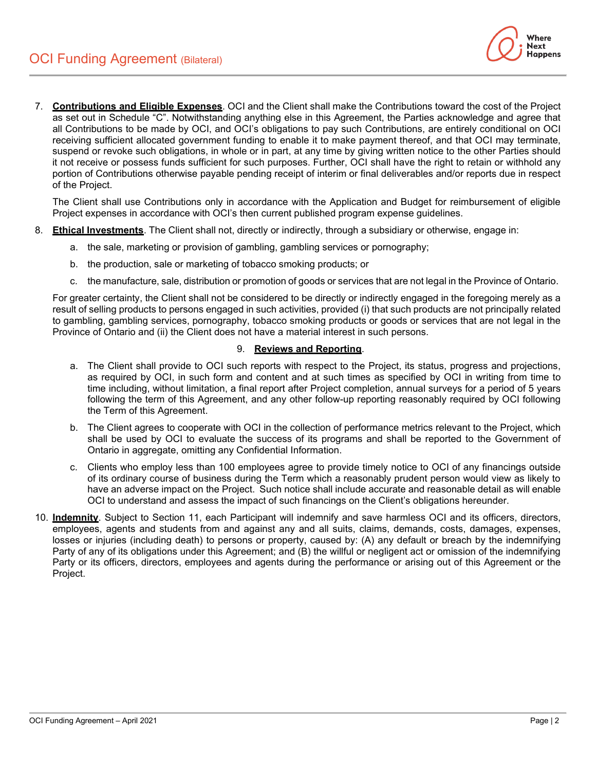7. **Contributions and Eligible Expenses**. OCI and the Client shall make the Contributions toward the cost of the Project as set out in Schedule "C". Notwithstanding anything else in this Agreement, the Parties acknowledge and agree that all Contributions to be made by OCI, and OCI's obligations to pay such Contributions, are entirely conditional on OCI receiving sufficient allocated government funding to enable it to make payment thereof, and that OCI may terminate, suspend or revoke such obligations, in whole or in part, at any time by giving written notice to the other Parties should it not receive or possess funds sufficient for such purposes. Further, OCI shall have the right to retain or withhold any portion of Contributions otherwise payable pending receipt of interim or final deliverables and/or reports due in respect of the Project.

   The Client shall use Contributions only in accordance with the Application and Budget for reimbursement of eligible Project expenses in accordance with OCI's then current published program expense guidelines.

8. **Ethical Investments**. The Client shall not, directly or indirectly, through a subsidiary or otherwise, engage in:

   a. the sale, marketing or provision of gambling, gambling services or pornography;

   b. the production, sale or marketing of tobacco smoking products; or

   c. the manufacture, sale, distribution or promotion of goods or services that are not legal in the Province of Ontario.

   For greater certainty, the Client shall not be considered to be directly or indirectly engaged in the foregoing merely as a result of selling products to persons engaged in such activities, provided (i) that such products are not principally related to gambling, gambling services, pornography, tobacco smoking products or goods or services that are not legal in the Province of Ontario and (ii) the Client does not have a material interest in such persons.

9. **Reviews and Reporting**.

   a. The Client shall provide to OCI such reports with respect to the Project, its status, progress and projections, as required by OCI, in such form and content and at such times as specified by OCI in writing from time to time including, without limitation, a final report after Project completion, annual surveys for a period of 5 years following the term of this Agreement, and any other follow-up reporting reasonably required by OCI following the Term of this Agreement.

   b. The Client agrees to cooperate with OCI in the collection of performance metrics relevant to the Project, which shall be used by OCI to evaluate the success of its programs and shall be reported to the Government of Ontario in aggregate, omitting any Confidential Information.

   c. Clients who employ less than 100 employees agree to provide timely notice to OCI of any financings outside of its ordinary course of business during the Term which a reasonably prudent person would view as likely to have an adverse impact on the Project. Such notice shall include accurate and reasonable detail as will enable OCI to understand and assess the impact of such financings on the Client's obligations hereunder.

10. **Indemnity**. Subject to Section 11, each Participant will indemnify and save harmless OCI and its officers, directors, employees, agents and students from and against any and all suits, claims, demands, costs, damages, expenses, losses or injuries (including death) to persons or property, caused by: (A) any default or breach by the indemnifying Party of any of its obligations under this Agreement; and (B) the willful or negligent act or omission of the indemnifying Party or its officers, directors, employees and agents during the performance or arising out of this Agreement or the Project.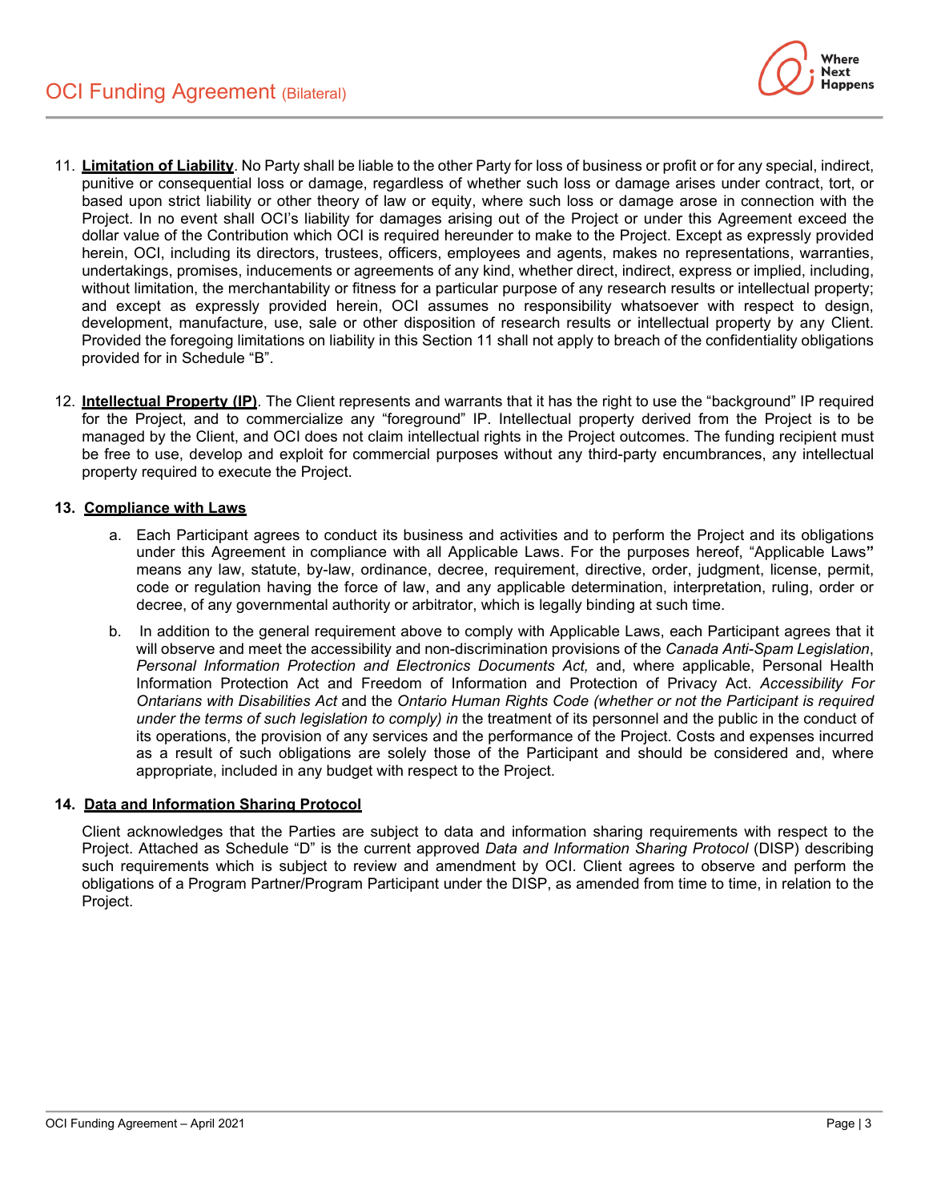11. **Limitation of Liability**. No Party shall be liable to the other Party for loss of business or profit or for any special, indirect, punitive or consequential loss or damage, regardless of whether such loss or damage arises under contract, tort, or based upon strict liability or other theory of law or equity, where such loss or damage arose in connection with the Project. In no event shall OCI's liability for damages arising out of the Project or under this Agreement exceed the dollar value of the Contribution which OCI is required hereunder to make to the Project. Except as expressly provided herein, OCI, including its directors, trustees, officers, employees and agents, makes no representations, warranties, undertakings, promises, inducements or agreements of any kind, whether direct, indirect, express or implied, including, without limitation, the merchantability or fitness for a particular purpose of any research results or intellectual property; and except as expressly provided herein, OCI assumes no responsibility whatsoever with respect to design, development, manufacture, use, sale or other disposition of research results or intellectual property by any Client. Provided the foregoing limitations on liability in this Section 11 shall not apply to breach of the confidentiality obligations provided for in Schedule "B".

12. **Intellectual Property (IP)**. The Client represents and warrants that it has the right to use the "background" IP required for the Project, and to commercialize any "foreground" IP. Intellectual property derived from the Project is to be managed by the Client, and OCI does not claim intellectual rights in the Project outcomes. The funding recipient must be free to use, develop and exploit for commercial purposes without any third-party encumbrances, any intellectual property required to execute the Project.

**13. Compliance with Laws**

a. Each Participant agrees to conduct its business and activities and to perform the Project and its obligations under this Agreement in compliance with all Applicable Laws. For the purposes hereof, "Applicable Laws**"** means any law, statute, by-law, ordinance, decree, requirement, directive, order, judgment, license, permit, code or regulation having the force of law, and any applicable determination, interpretation, ruling, order or decree, of any governmental authority or arbitrator, which is legally binding at such time.

b. In addition to the general requirement above to comply with Applicable Laws, each Participant agrees that it will observe and meet the accessibility and non-discrimination provisions of the *Canada Anti-Spam Legislation*, *Personal Information Protection and Electronics Documents Act,* and, where applicable, Personal Health Information Protection Act and Freedom of Information and Protection of Privacy Act. *Accessibility For Ontarians with Disabilities Act* and the *Ontario Human Rights Code (whether or not the Participant is required under the terms of such legislation to comply) in* the treatment of its personnel and the public in the conduct of its operations, the provision of any services and the performance of the Project. Costs and expenses incurred as a result of such obligations are solely those of the Participant and should be considered and, where appropriate, included in any budget with respect to the Project.

**14. Data and Information Sharing Protocol**

Client acknowledges that the Parties are subject to data and information sharing requirements with respect to the Project. Attached as Schedule "D" is the current approved *Data and Information Sharing Protocol* (DISP) describing such requirements which is subject to review and amendment by OCI. Client agrees to observe and perform the obligations of a Program Partner/Program Participant under the DISP, as amended from time to time, in relation to the Project.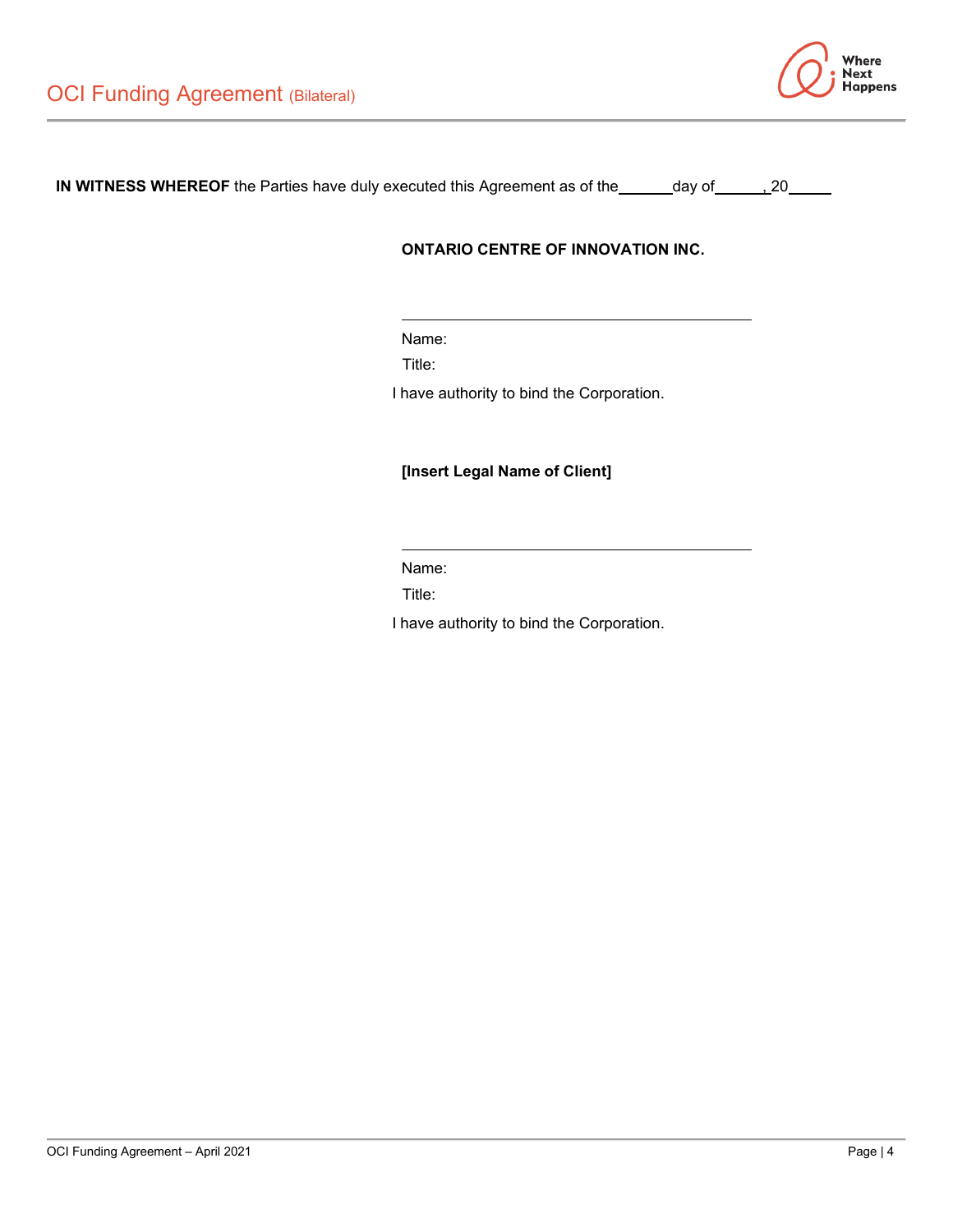**IN WITNESS WHEREOF** the Parties have duly executed this Agreement as of the ______ day of ______, 20_____

**ONTARIO CENTRE OF INNOVATION INC.**

\_\_\_\_\_\_\_\_\_\_\_\_\_\_\_\_\_\_\_\_\_\_\_\_\_\_\_\_\_\_\_\_\_\_\_\_\_\_

Name:

Title:

I have authority to bind the Corporation.

**[Insert Legal Name of Client]**

\_\_\_\_\_\_\_\_\_\_\_\_\_\_\_\_\_\_\_\_\_\_\_\_\_\_\_\_\_\_\_\_\_\_\_\_\_\_

Name:

Title:

I have authority to bind the Corporation.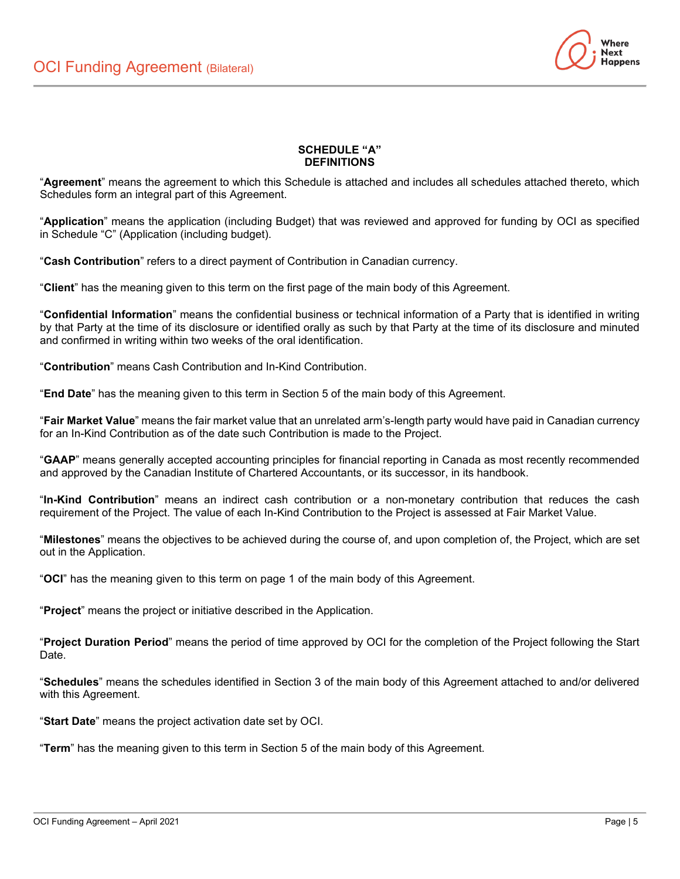## SCHEDULE "A"
## DEFINITIONS

"**Agreement**" means the agreement to which this Schedule is attached and includes all schedules attached thereto, which Schedules form an integral part of this Agreement.

"**Application**" means the application (including Budget) that was reviewed and approved for funding by OCI as specified in Schedule "C" (Application (including budget).

"**Cash Contribution**" refers to a direct payment of Contribution in Canadian currency.

"**Client**" has the meaning given to this term on the first page of the main body of this Agreement.

"**Confidential Information**" means the confidential business or technical information of a Party that is identified in writing by that Party at the time of its disclosure or identified orally as such by that Party at the time of its disclosure and minuted and confirmed in writing within two weeks of the oral identification.

"**Contribution**" means Cash Contribution and In-Kind Contribution.

"**End Date**" has the meaning given to this term in Section 5 of the main body of this Agreement.

"**Fair Market Value**" means the fair market value that an unrelated arm's-length party would have paid in Canadian currency for an In-Kind Contribution as of the date such Contribution is made to the Project.

"**GAAP**" means generally accepted accounting principles for financial reporting in Canada as most recently recommended and approved by the Canadian Institute of Chartered Accountants, or its successor, in its handbook.

"**In-Kind Contribution**" means an indirect cash contribution or a non-monetary contribution that reduces the cash requirement of the Project. The value of each In-Kind Contribution to the Project is assessed at Fair Market Value.

"**Milestones**" means the objectives to be achieved during the course of, and upon completion of, the Project, which are set out in the Application.

"**OCI**" has the meaning given to this term on page 1 of the main body of this Agreement.

"**Project**" means the project or initiative described in the Application.

"**Project Duration Period**" means the period of time approved by OCI for the completion of the Project following the Start Date.

"**Schedules**" means the schedules identified in Section 3 of the main body of this Agreement attached to and/or delivered with this Agreement.

"**Start Date**" means the project activation date set by OCI.

"**Term**" has the meaning given to this term in Section 5 of the main body of this Agreement.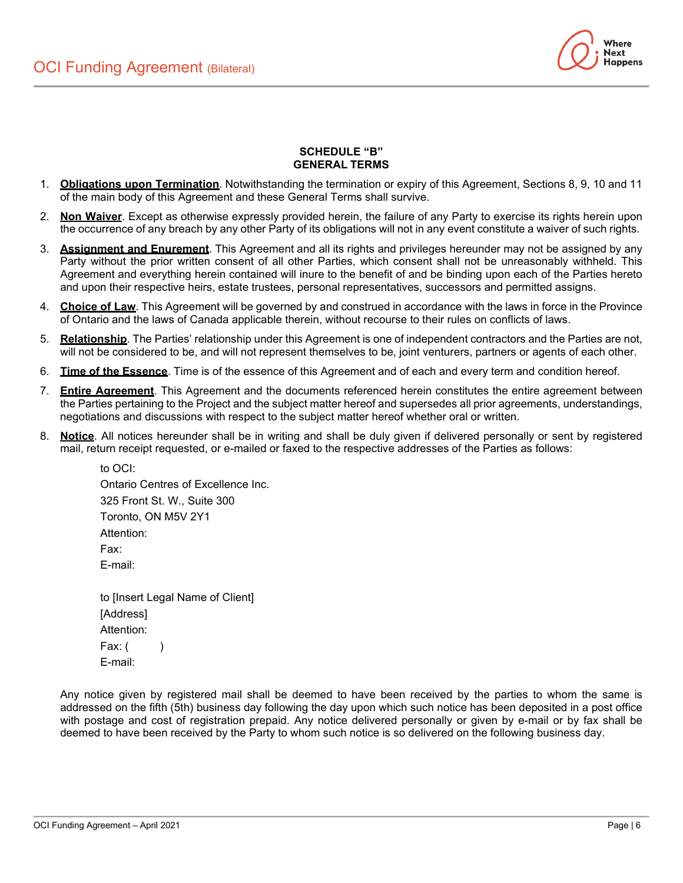## SCHEDULE "B"
## GENERAL TERMS

1. **Obligations upon Termination**. Notwithstanding the termination or expiry of this Agreement, Sections 8, 9, 10 and 11 of the main body of this Agreement and these General Terms shall survive.
2. **Non Waiver**. Except as otherwise expressly provided herein, the failure of any Party to exercise its rights herein upon the occurrence of any breach by any other Party of its obligations will not in any event constitute a waiver of such rights.
3. **Assignment and Enurement**. This Agreement and all its rights and privileges hereunder may not be assigned by any Party without the prior written consent of all other Parties, which consent shall not be unreasonably withheld. This Agreement and everything herein contained will inure to the benefit of and be binding upon each of the Parties hereto and upon their respective heirs, estate trustees, personal representatives, successors and permitted assigns.
4. **Choice of Law**. This Agreement will be governed by and construed in accordance with the laws in force in the Province of Ontario and the laws of Canada applicable therein, without recourse to their rules on conflicts of laws.
5. **Relationship**. The Parties' relationship under this Agreement is one of independent contractors and the Parties are not, will not be considered to be, and will not represent themselves to be, joint venturers, partners or agents of each other.
6. **Time of the Essence**. Time is of the essence of this Agreement and of each and every term and condition hereof.
7. **Entire Agreement**. This Agreement and the documents referenced herein constitutes the entire agreement between the Parties pertaining to the Project and the subject matter hereof and supersedes all prior agreements, understandings, negotiations and discussions with respect to the subject matter hereof whether oral or written.
8. **Notice**. All notices hereunder shall be in writing and shall be duly given if delivered personally or sent by registered mail, return receipt requested, or e-mailed or faxed to the respective addresses of the Parties as follows:

   to OCI:
   Ontario Centres of Excellence Inc.
   325 Front St. W., Suite 300
   Toronto, ON M5V 2Y1
   Attention:
   Fax:
   E-mail:

   to [Insert Legal Name of Client]
   [Address]
   Attention:
   Fax: (        )
   E-mail:

   Any notice given by registered mail shall be deemed to have been received by the parties to whom the same is addressed on the fifth (5th) business day following the day upon which such notice has been deposited in a post office with postage and cost of registration prepaid. Any notice delivered personally or given by e-mail or by fax shall be deemed to have been received by the Party to whom such notice is so delivered on the following business day.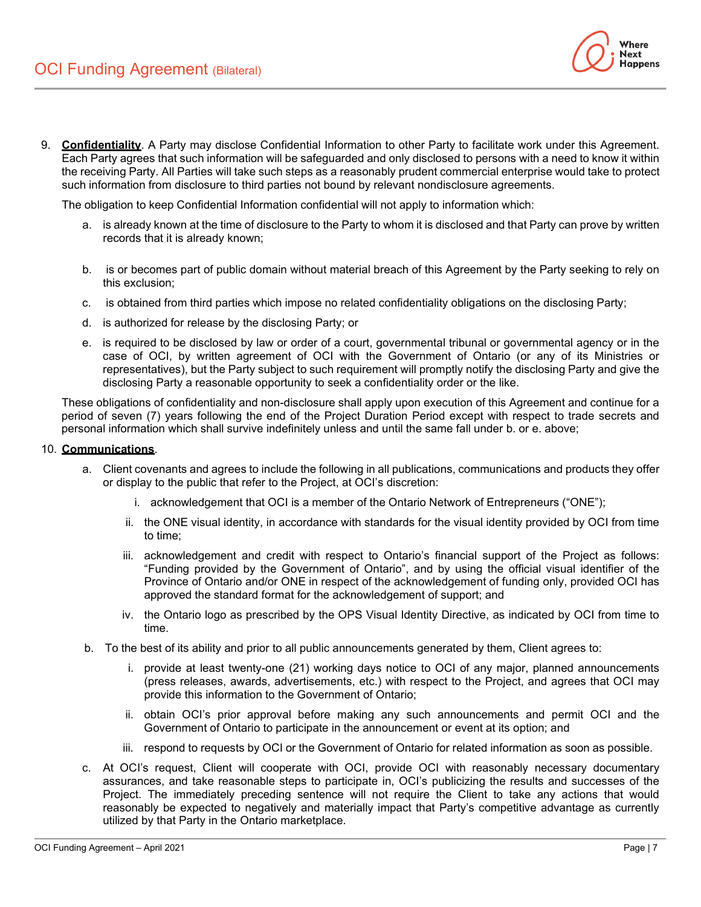9. **Confidentiality**. A Party may disclose Confidential Information to other Party to facilitate work under this Agreement. Each Party agrees that such information will be safeguarded and only disclosed to persons with a need to know it within the receiving Party. All Parties will take such steps as a reasonably prudent commercial enterprise would take to protect such information from disclosure to third parties not bound by relevant nondisclosure agreements.

   The obligation to keep Confidential Information confidential will not apply to information which:

   a. is already known at the time of disclosure to the Party to whom it is disclosed and that Party can prove by written records that it is already known;

   b. is or becomes part of public domain without material breach of this Agreement by the Party seeking to rely on this exclusion;

   c. is obtained from third parties which impose no related confidentiality obligations on the disclosing Party;

   d. is authorized for release by the disclosing Party; or

   e. is required to be disclosed by law or order of a court, governmental tribunal or governmental agency or in the case of OCI, by written agreement of OCI with the Government of Ontario (or any of its Ministries or representatives), but the Party subject to such requirement will promptly notify the disclosing Party and give the disclosing Party a reasonable opportunity to seek a confidentiality order or the like.

   These obligations of confidentiality and non-disclosure shall apply upon execution of this Agreement and continue for a period of seven (7) years following the end of the Project Duration Period except with respect to trade secrets and personal information which shall survive indefinitely unless and until the same fall under b. or e. above;

10. **Communications**.

    a. Client covenants and agrees to include the following in all publications, communications and products they offer or display to the public that refer to the Project, at OCI's discretion:

       i. acknowledgement that OCI is a member of the Ontario Network of Entrepreneurs ("ONE");

       ii. the ONE visual identity, in accordance with standards for the visual identity provided by OCI from time to time;

       iii. acknowledgement and credit with respect to Ontario's financial support of the Project as follows: "Funding provided by the Government of Ontario", and by using the official visual identifier of the Province of Ontario and/or ONE in respect of the acknowledgement of funding only, provided OCI has approved the standard format for the acknowledgement of support; and

       iv. the Ontario logo as prescribed by the OPS Visual Identity Directive, as indicated by OCI from time to time.

    b. To the best of its ability and prior to all public announcements generated by them, Client agrees to:

       i. provide at least twenty-one (21) working days notice to OCI of any major, planned announcements (press releases, awards, advertisements, etc.) with respect to the Project, and agrees that OCI may provide this information to the Government of Ontario;

       ii. obtain OCI's prior approval before making any such announcements and permit OCI and the Government of Ontario to participate in the announcement or event at its option; and

       iii. respond to requests by OCI or the Government of Ontario for related information as soon as possible.

    c. At OCI's request, Client will cooperate with OCI, provide OCI with reasonably necessary documentary assurances, and take reasonable steps to participate in, OCI's publicizing the results and successes of the Project. The immediately preceding sentence will not require the Client to take any actions that would reasonably be expected to negatively and materially impact that Party's competitive advantage as currently utilized by that Party in the Ontario marketplace.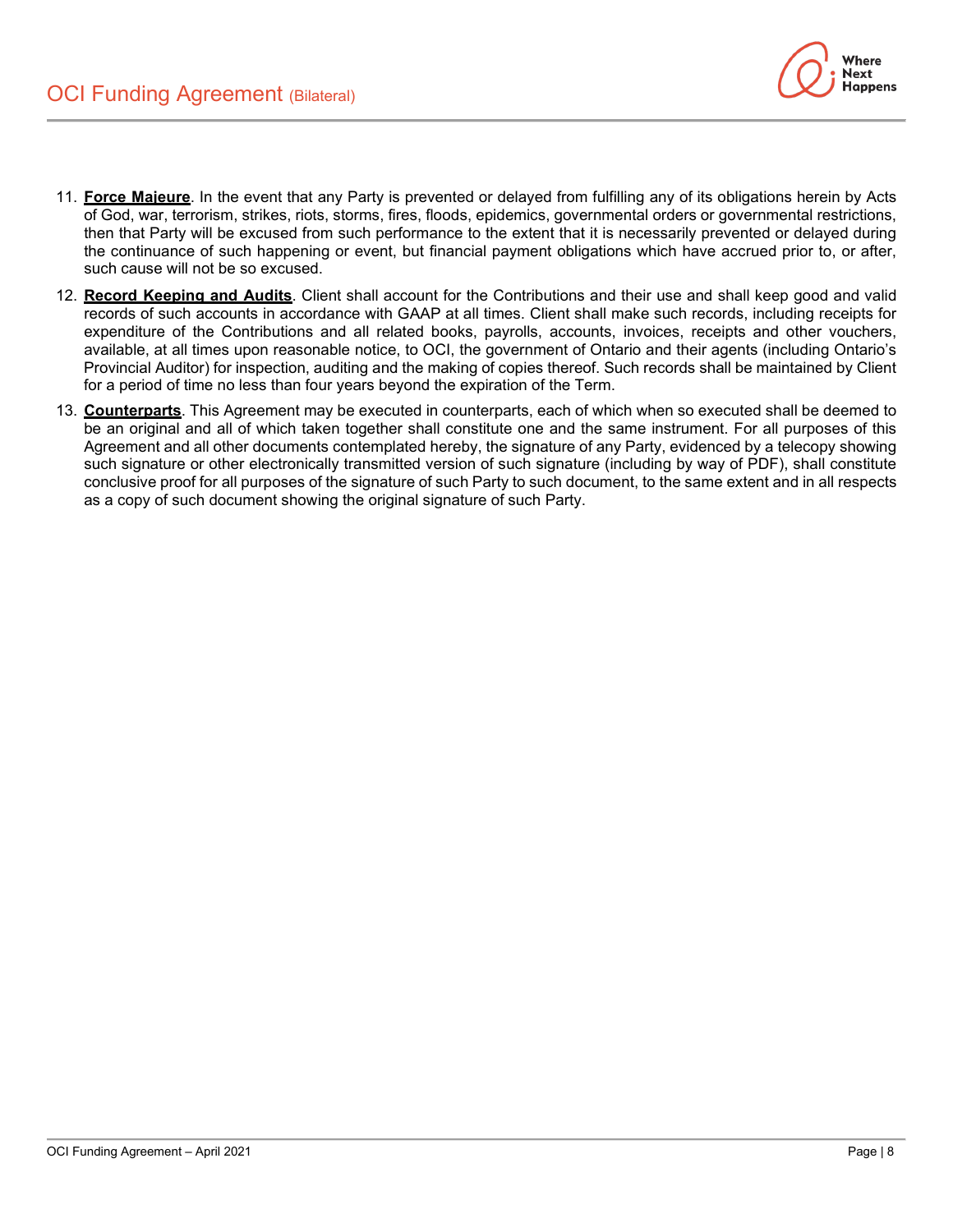11. **Force Majeure**. In the event that any Party is prevented or delayed from fulfilling any of its obligations herein by Acts of God, war, terrorism, strikes, riots, storms, fires, floods, epidemics, governmental orders or governmental restrictions, then that Party will be excused from such performance to the extent that it is necessarily prevented or delayed during the continuance of such happening or event, but financial payment obligations which have accrued prior to, or after, such cause will not be so excused.
12. **Record Keeping and Audits**. Client shall account for the Contributions and their use and shall keep good and valid records of such accounts in accordance with GAAP at all times. Client shall make such records, including receipts for expenditure of the Contributions and all related books, payrolls, accounts, invoices, receipts and other vouchers, available, at all times upon reasonable notice, to OCI, the government of Ontario and their agents (including Ontario's Provincial Auditor) for inspection, auditing and the making of copies thereof. Such records shall be maintained by Client for a period of time no less than four years beyond the expiration of the Term.
13. **Counterparts**. This Agreement may be executed in counterparts, each of which when so executed shall be deemed to be an original and all of which taken together shall constitute one and the same instrument. For all purposes of this Agreement and all other documents contemplated hereby, the signature of any Party, evidenced by a telecopy showing such signature or other electronically transmitted version of such signature (including by way of PDF), shall constitute conclusive proof for all purposes of the signature of such Party to such document, to the same extent and in all respects as a copy of such document showing the original signature of such Party.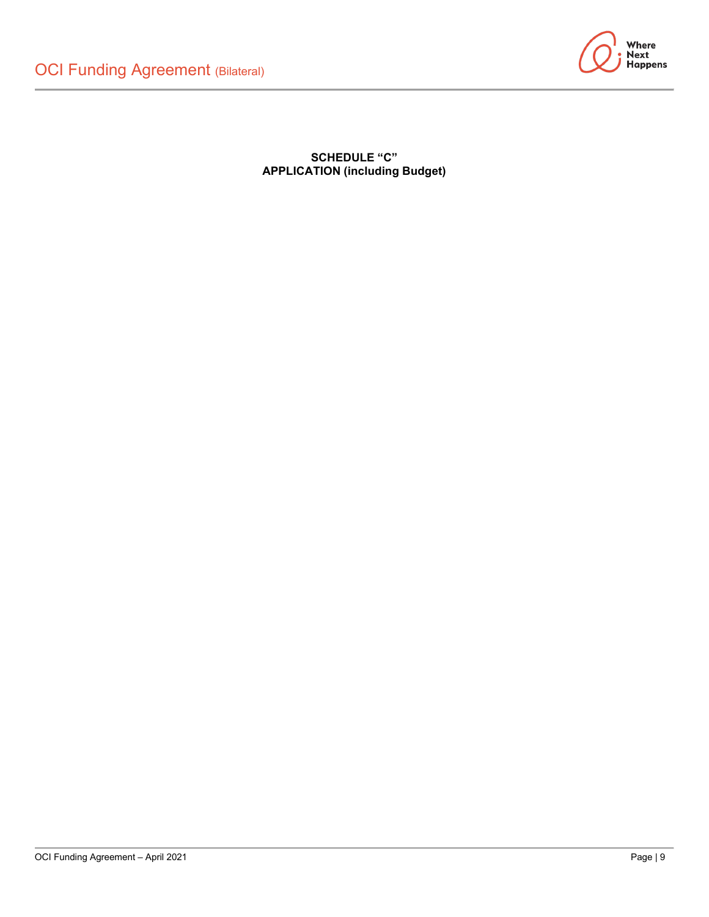**SCHEDULE "C"**
**APPLICATION (including Budget)**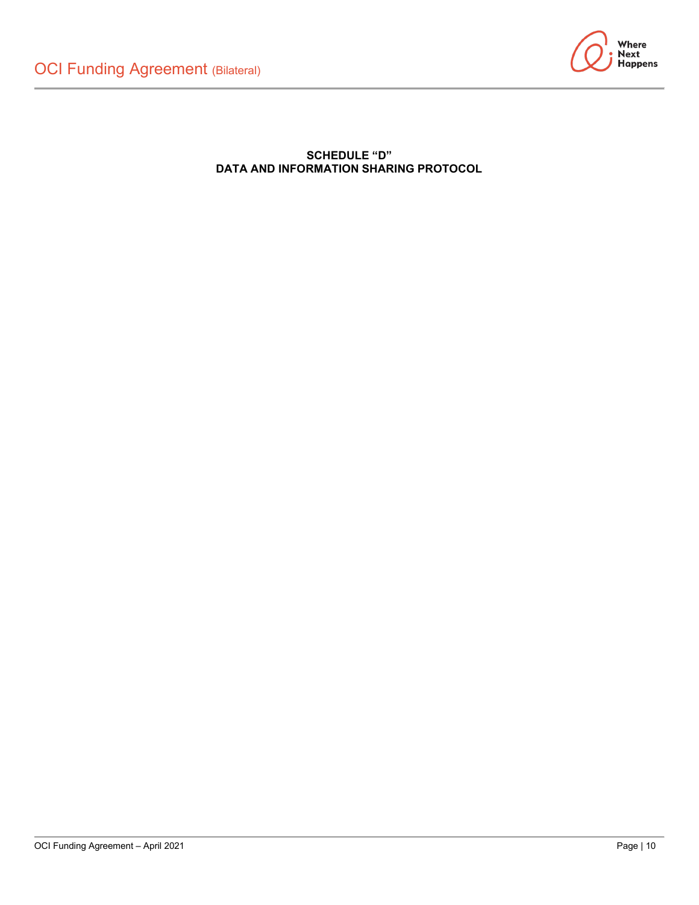**SCHEDULE "D"**
**DATA AND INFORMATION SHARING PROTOCOL**